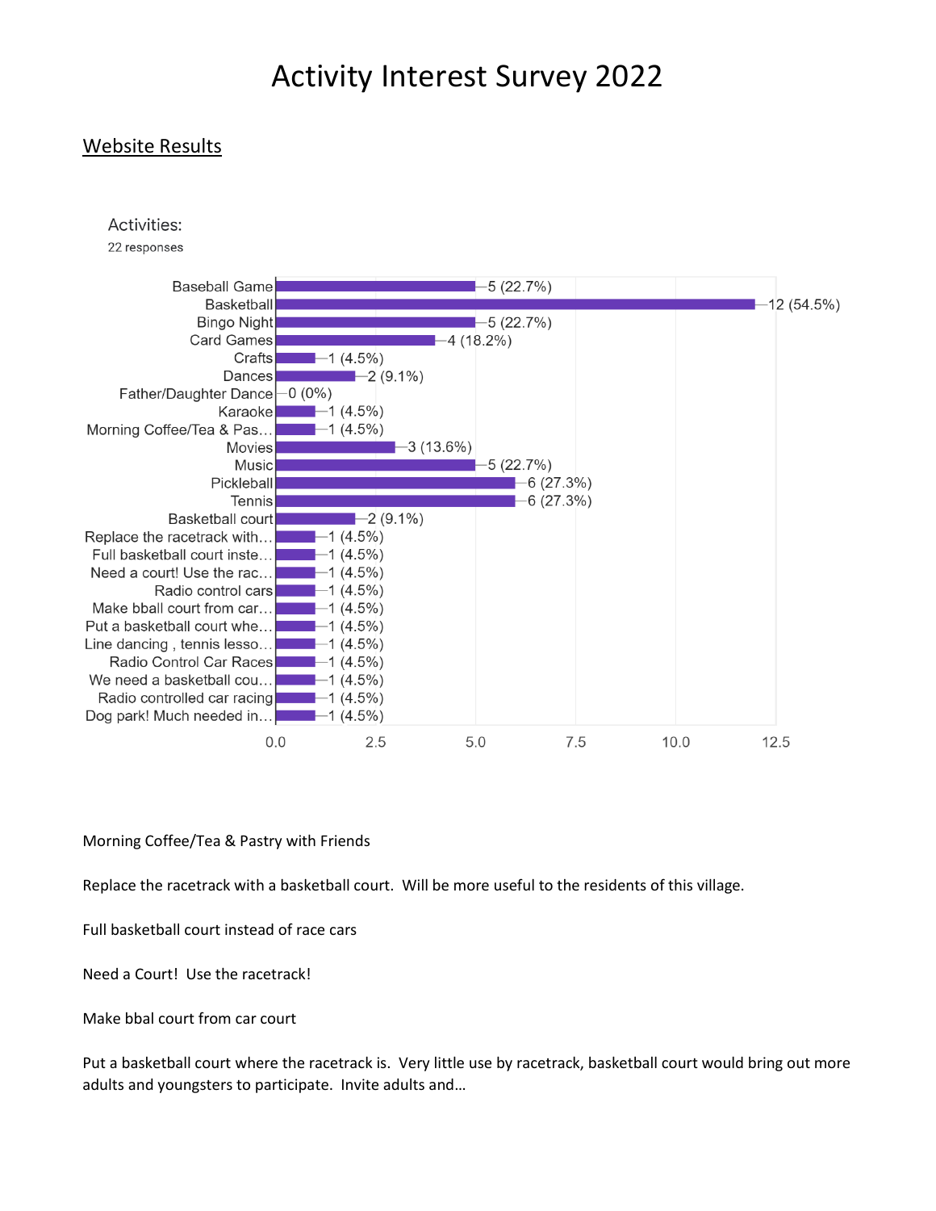# Activity Interest Survey 2022

## Website Results

Activities:
22 responses

| Activity | Responses |
|---|---|
| Baseball Game | 5 (22.7%) |
| Basketball | 12 (54.5%) |
| Bingo Night | 5 (22.7%) |
| Card Games | 4 (18.2%) |
| Crafts | 1 (4.5%) |
| Dances | 2 (9.1%) |
| Father/Daughter Dance | 0 (0%) |
| Karaoke | 1 (4.5%) |
| Morning Coffee/Tea & Pas… | 1 (4.5%) |
| Movies | 3 (13.6%) |
| Music | 5 (22.7%) |
| Pickleball | 6 (27.3%) |
| Tennis | 6 (27.3%) |
| Basketball court | 2 (9.1%) |
| Replace the racetrack with… | 1 (4.5%) |
| Full basketball court inste… | 1 (4.5%) |
| Need a court! Use the rac… | 1 (4.5%) |
| Radio control cars | 1 (4.5%) |
| Make bball court from car… | 1 (4.5%) |
| Put a basketball court whe… | 1 (4.5%) |
| Line dancing , tennis lesso… | 1 (4.5%) |
| Radio Control Car Races | 1 (4.5%) |
| We need a basketball cou… | 1 (4.5%) |
| Radio controlled car racing | 1 (4.5%) |
| Dog park! Much needed in… | 1 (4.5%) |

Morning Coffee/Tea & Pastry with Friends

Replace the racetrack with a basketball court. Will be more useful to the residents of this village.

Full basketball court instead of race cars

Need a Court! Use the racetrack!

Make bbal court from car court

Put a basketball court where the racetrack is. Very little use by racetrack, basketball court would bring out more adults and youngsters to participate. Invite adults and…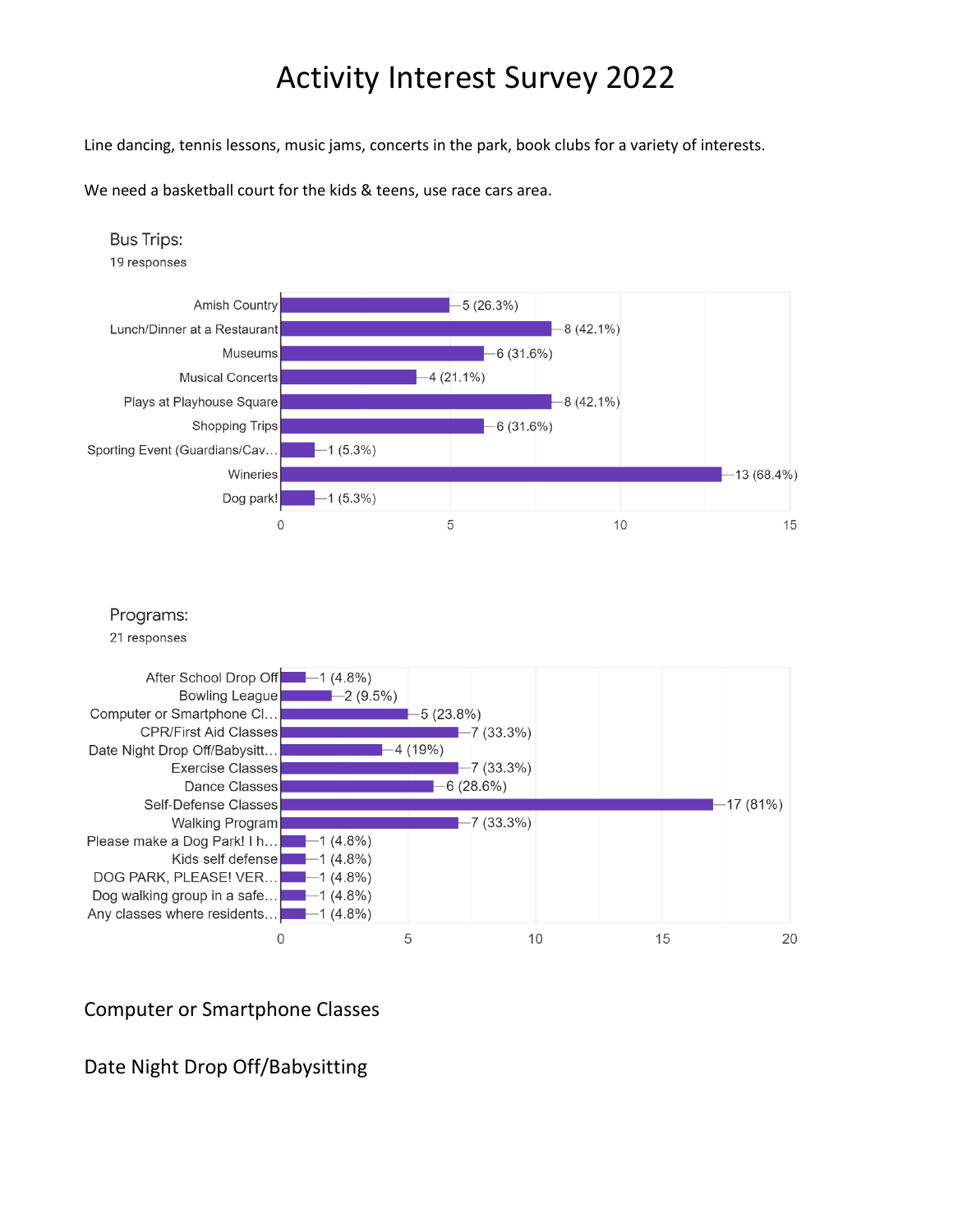# Activity Interest Survey 2022

Line dancing, tennis lessons, music jams, concerts in the park, book clubs for a variety of interests.

We need a basketball court for the kids & teens, use race cars area.

### Bus Trips:

19 responses

| Option | Responses |
|---|---|
| Amish Country | 5 (26.3%) |
| Lunch/Dinner at a Restaurant | 8 (42.1%) |
| Museums | 6 (31.6%) |
| Musical Concerts | 4 (21.1%) |
| Plays at Playhouse Square | 8 (42.1%) |
| Shopping Trips | 6 (31.6%) |
| Sporting Event (Guardians/Cav… | 1 (5.3%) |
| Wineries | 13 (68.4%) |
| Dog park! | 1 (5.3%) |

### Programs:

21 responses

| Option | Responses |
|---|---|
| After School Drop Off | 1 (4.8%) |
| Bowling League | 2 (9.5%) |
| Computer or Smartphone Cl… | 5 (23.8%) |
| CPR/First Aid Classes | 7 (33.3%) |
| Date Night Drop Off/Babysitt… | 4 (19%) |
| Exercise Classes | 7 (33.3%) |
| Dance Classes | 6 (28.6%) |
| Self-Defense Classes | 17 (81%) |
| Walking Program | 7 (33.3%) |
| Please make a Dog Park! I h… | 1 (4.8%) |
| Kids self defense | 1 (4.8%) |
| DOG PARK, PLEASE! VER… | 1 (4.8%) |
| Dog walking group in a safe… | 1 (4.8%) |
| Any classes where residents… | 1 (4.8%) |

Computer or Smartphone Classes

Date Night Drop Off/Babysitting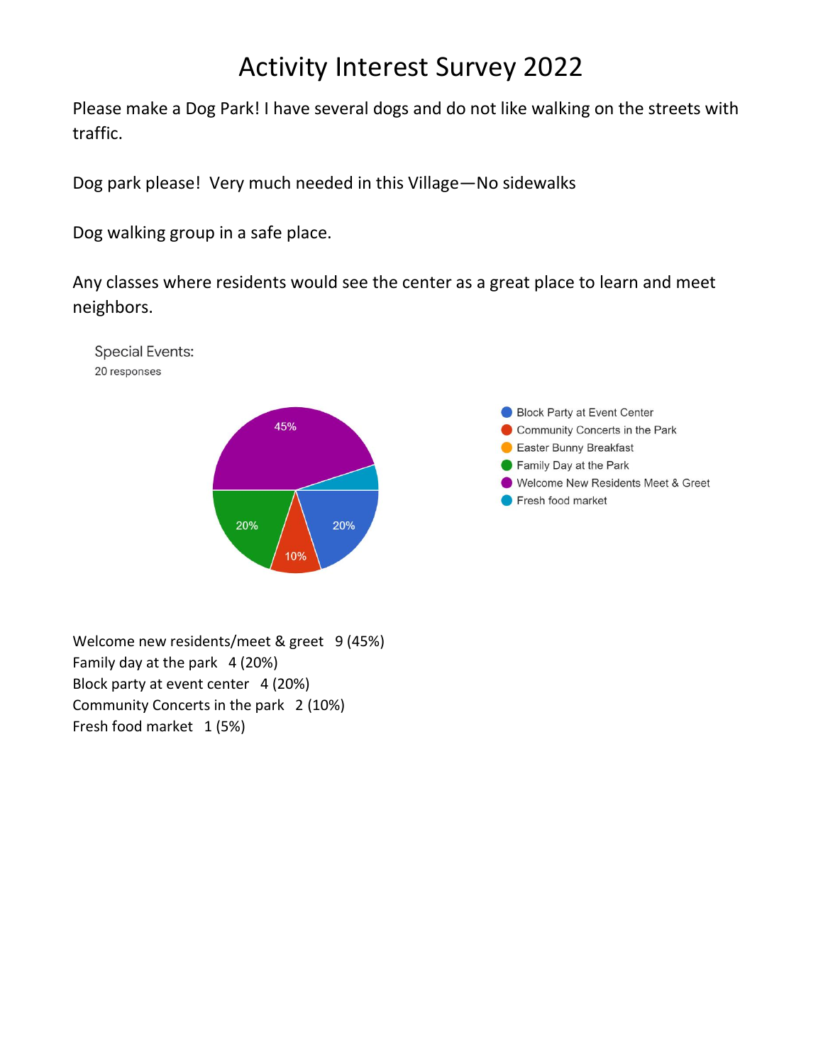# Activity Interest Survey 2022

Please make a Dog Park! I have several dogs and do not like walking on the streets with traffic.

Dog park please! Very much needed in this Village—No sidewalks

Dog walking group in a safe place.

Any classes where residents would see the center as a great place to learn and meet neighbors.

Special Events:
20 responses

- Block Party at Event Center — 20%
- Community Concerts in the Park — 10%
- Easter Bunny Breakfast
- Family Day at the Park — 20%
- Welcome New Residents Meet & Greet — 45%
- Fresh food market

Welcome new residents/meet & greet 9 (45%)
Family day at the park 4 (20%)
Block party at event center 4 (20%)
Community Concerts in the park 2 (10%)
Fresh food market 1 (5%)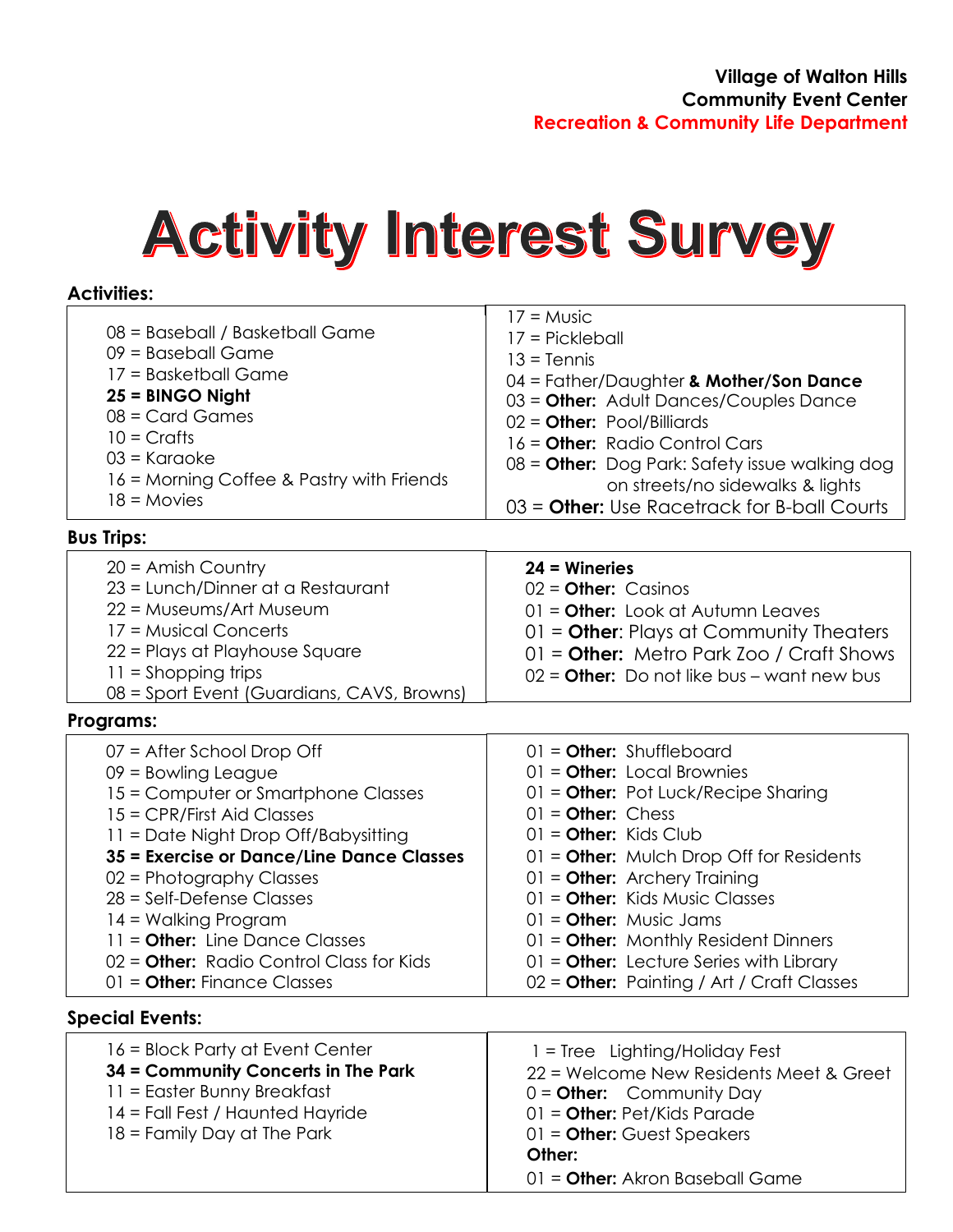**Village of Walton Hills**
**Community Event Center**
**Recreation & Community Life Department**

# Activity Interest Survey

**Activities:**

| | |
|---|---|
| 08 = Baseball / Basketball Game | 17 = Music |
| 09 = Baseball Game | 17 = Pickleball |
| 17 = Basketball Game | 13 = Tennis |
| **25 = BINGO Night** | 04 = Father/Daughter **& Mother/Son Dance** |
| 08 = Card Games | 03 = **Other:** Adult Dances/Couples Dance |
| 10 = Crafts | 02 = **Other:** Pool/Billiards |
| 03 = Karaoke | 16 = **Other:** Radio Control Cars |
| 16 = Morning Coffee & Pastry with Friends | 08 = **Other:** Dog Park: Safety issue walking dog on streets/no sidewalks & lights |
| 18 = Movies | 03 = **Other:** Use Racetrack for B-ball Courts |

**Bus Trips:**

| | |
|---|---|
| 20 = Amish Country | **24 = Wineries** |
| 23 = Lunch/Dinner at a Restaurant | 02 = **Other:** Casinos |
| 22 = Museums/Art Museum | 01 = **Other:** Look at Autumn Leaves |
| 17 = Musical Concerts | 01 = **Other**: Plays at Community Theaters |
| 22 = Plays at Playhouse Square | 01 = **Other:** Metro Park Zoo / Craft Shows |
| 11 = Shopping trips | 02 = **Other:** Do not like bus – want new bus |
| 08 = Sport Event (Guardians, CAVS, Browns) | |

**Programs:**

| | |
|---|---|
| 07 = After School Drop Off | 01 = **Other:** Shuffleboard |
| 09 = Bowling League | 01 = **Other:** Local Brownies |
| 15 = Computer or Smartphone Classes | 01 = **Other:** Pot Luck/Recipe Sharing |
| 15 = CPR/First Aid Classes | 01 = **Other:** Chess |
| 11 = Date Night Drop Off/Babysitting | 01 = **Other:** Kids Club |
| **35 = Exercise or Dance/Line Dance Classes** | 01 = **Other:** Mulch Drop Off for Residents |
| 02 = Photography Classes | 01 = **Other:** Archery Training |
| 28 = Self-Defense Classes | 01 = **Other:** Kids Music Classes |
| 14 = Walking Program | 01 = **Other:** Music Jams |
| 11 = **Other:** Line Dance Classes | 01 = **Other:** Monthly Resident Dinners |
| 02 = **Other:** Radio Control Class for Kids | 01 = **Other:** Lecture Series with Library |
| 01 = **Other:** Finance Classes | 02 = **Other:** Painting / Art / Craft Classes |

**Special Events:**

| | |
|---|---|
| 16 = Block Party at Event Center | 1 = Tree Lighting/Holiday Fest |
| **34 = Community Concerts in The Park** | 22 = Welcome New Residents Meet & Greet |
| 11 = Easter Bunny Breakfast | 0 = **Other:** Community Day |
| 14 = Fall Fest / Haunted Hayride | 01 = **Other:** Pet/Kids Parade |
| 18 = Family Day at The Park | 01 = **Other:** Guest Speakers |
| | **Other:** |
| | 01 = **Other:** Akron Baseball Game |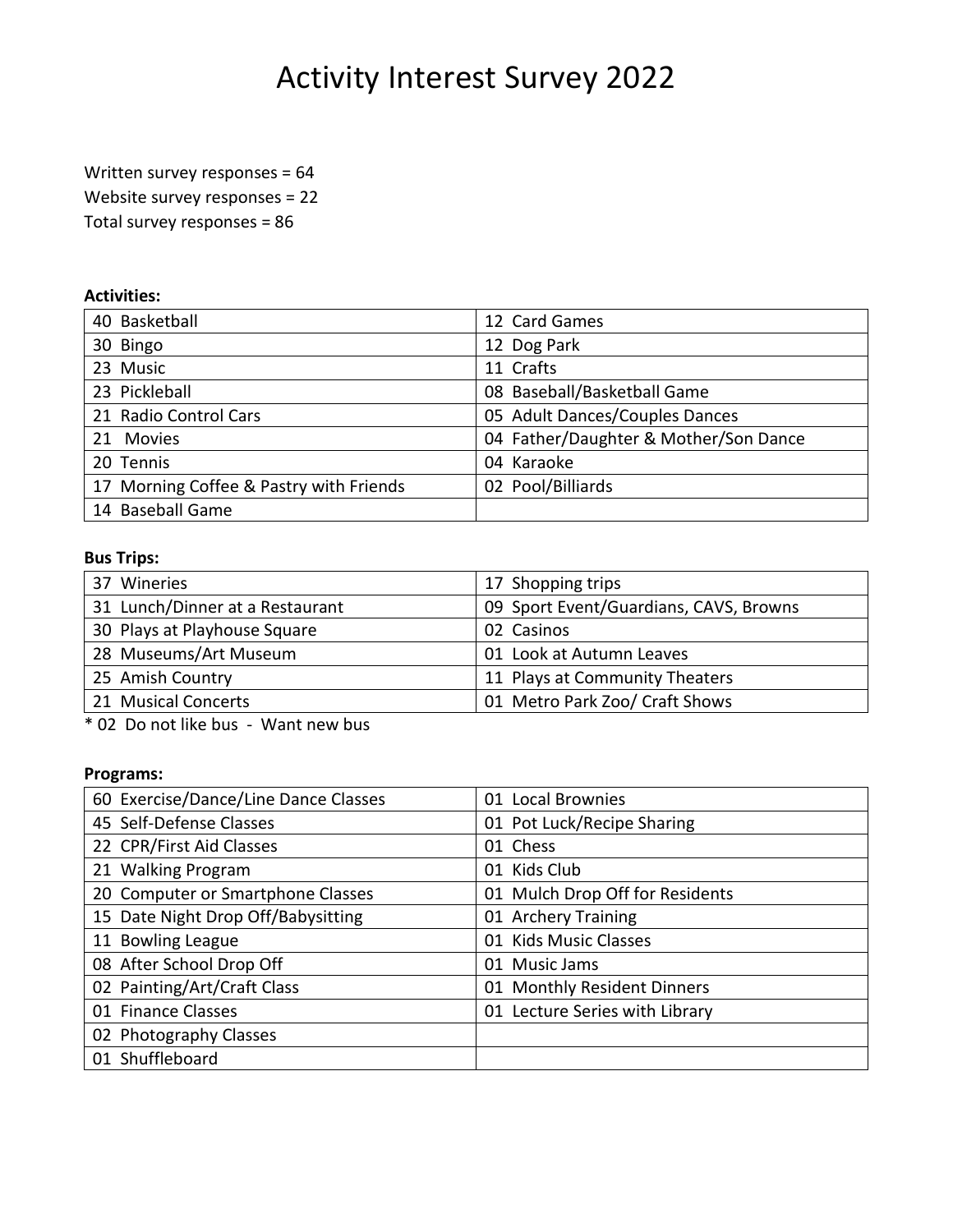# Activity Interest Survey 2022

Written survey responses = 64
Website survey responses = 22
Total survey responses = 86

**Activities:**

| | |
|---|---|
| 40 Basketball | 12 Card Games |
| 30 Bingo | 12 Dog Park |
| 23 Music | 11 Crafts |
| 23 Pickleball | 08 Baseball/Basketball Game |
| 21 Radio Control Cars | 05 Adult Dances/Couples Dances |
| 21 Movies | 04 Father/Daughter & Mother/Son Dance |
| 20 Tennis | 04 Karaoke |
| 17 Morning Coffee & Pastry with Friends | 02 Pool/Billiards |
| 14 Baseball Game | |

**Bus Trips:**

| | |
|---|---|
| 37 Wineries | 17 Shopping trips |
| 31 Lunch/Dinner at a Restaurant | 09 Sport Event/Guardians, CAVS, Browns |
| 30 Plays at Playhouse Square | 02 Casinos |
| 28 Museums/Art Museum | 01 Look at Autumn Leaves |
| 25 Amish Country | 11 Plays at Community Theaters |
| 21 Musical Concerts | 01 Metro Park Zoo/ Craft Shows |

* 02 Do not like bus - Want new bus

**Programs:**

| | |
|---|---|
| 60 Exercise/Dance/Line Dance Classes | 01 Local Brownies |
| 45 Self-Defense Classes | 01 Pot Luck/Recipe Sharing |
| 22 CPR/First Aid Classes | 01 Chess |
| 21 Walking Program | 01 Kids Club |
| 20 Computer or Smartphone Classes | 01 Mulch Drop Off for Residents |
| 15 Date Night Drop Off/Babysitting | 01 Archery Training |
| 11 Bowling League | 01 Kids Music Classes |
| 08 After School Drop Off | 01 Music Jams |
| 02 Painting/Art/Craft Class | 01 Monthly Resident Dinners |
| 01 Finance Classes | 01 Lecture Series with Library |
| 02 Photography Classes | |
| 01 Shuffleboard | |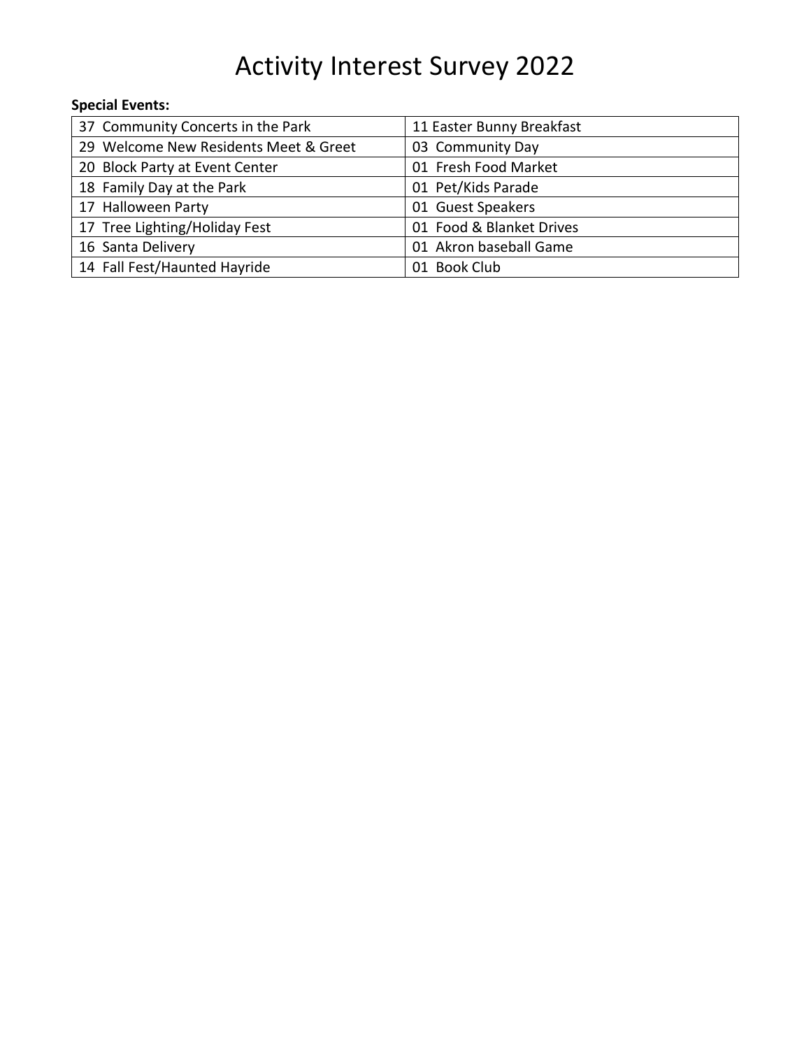# Activity Interest Survey 2022

**Special Events:**

| | |
|---|---|
| 37 Community Concerts in the Park | 11 Easter Bunny Breakfast |
| 29 Welcome New Residents Meet & Greet | 03 Community Day |
| 20 Block Party at Event Center | 01 Fresh Food Market |
| 18 Family Day at the Park | 01 Pet/Kids Parade |
| 17 Halloween Party | 01 Guest Speakers |
| 17 Tree Lighting/Holiday Fest | 01 Food & Blanket Drives |
| 16 Santa Delivery | 01 Akron baseball Game |
| 14 Fall Fest/Haunted Hayride | 01 Book Club |